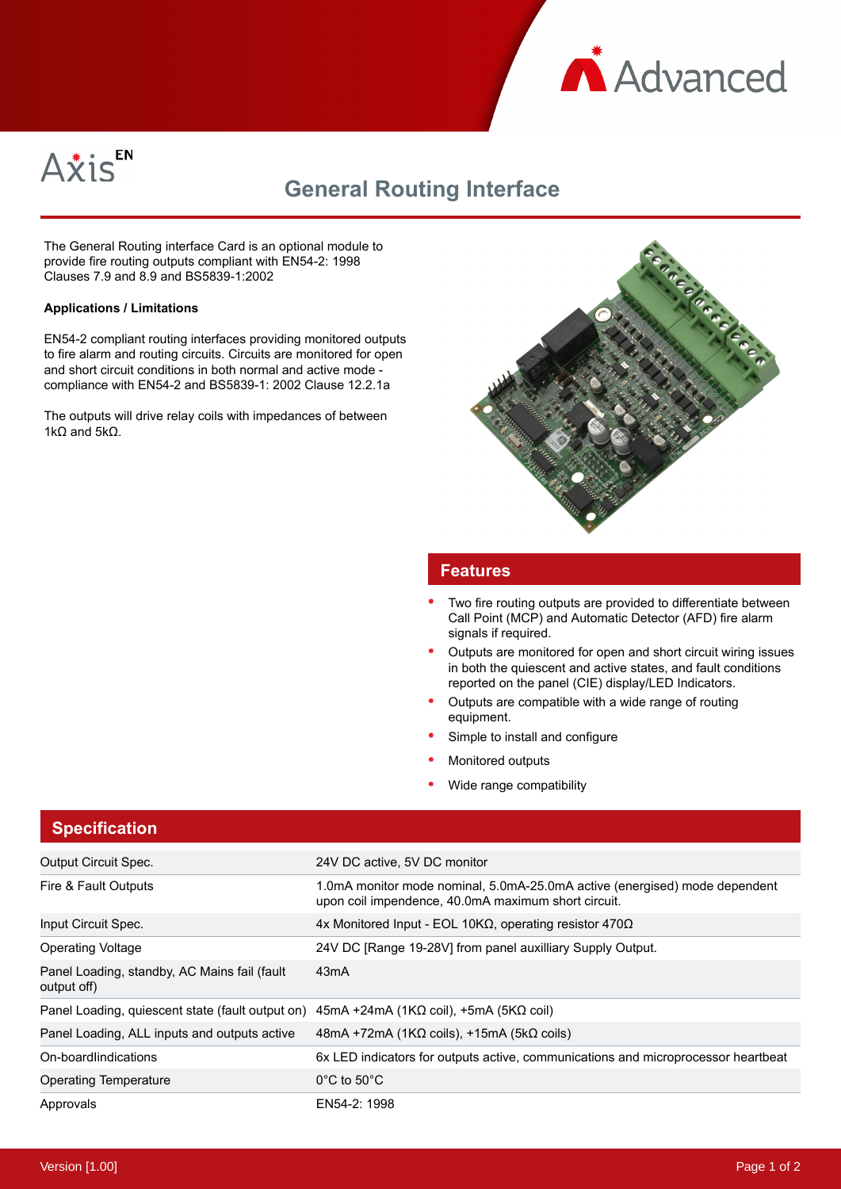Advanced

Axis EN

# General Routing Interface

The General Routing interface Card is an optional module to provide fire routing outputs compliant with EN54-2: 1998 Clauses 7.9 and 8.9 and BS5839-1:2002

**Applications / Limitations**

EN54-2 compliant routing interfaces providing monitored outputs to fire alarm and routing circuits. Circuits are monitored for open and short circuit conditions in both normal and active mode - compliance with EN54-2 and BS5839-1: 2002 Clause 12.2.1a

The outputs will drive relay coils with impedances of between 1kΩ and 5kΩ.

## Features

- Two fire routing outputs are provided to differentiate between Call Point (MCP) and Automatic Detector (AFD) fire alarm signals if required.
- Outputs are monitored for open and short circuit wiring issues in both the quiescent and active states, and fault conditions reported on the panel (CIE) display/LED Indicators.
- Outputs are compatible with a wide range of routing equipment.
- Simple to install and configure
- Monitored outputs
- Wide range compatibility

## Specification

| | |
|---|---|
| Output Circuit Spec. | 24V DC active, 5V DC monitor |
| Fire & Fault Outputs | 1.0mA monitor mode nominal, 5.0mA-25.0mA active (energised) mode dependent upon coil impendence, 40.0mA maximum short circuit. |
| Input Circuit Spec. | 4x Monitored Input - EOL 10KΩ, operating resistor 470Ω |
| Operating Voltage | 24V DC [Range 19-28V] from panel auxilliary Supply Output. |
| Panel Loading, standby, AC Mains fail (fault output off) | 43mA |
| Panel Loading, quiescent state (fault output on) | 45mA +24mA (1KΩ coil), +5mA (5KΩ coil) |
| Panel Loading, ALL inputs and outputs active | 48mA +72mA (1KΩ coils), +15mA (5kΩ coils) |
| On-boardlindications | 6x LED indicators for outputs active, communications and microprocessor heartbeat |
| Operating Temperature | 0°C to 50°C |
| Approvals | EN54-2: 1998 |

Version [1.00]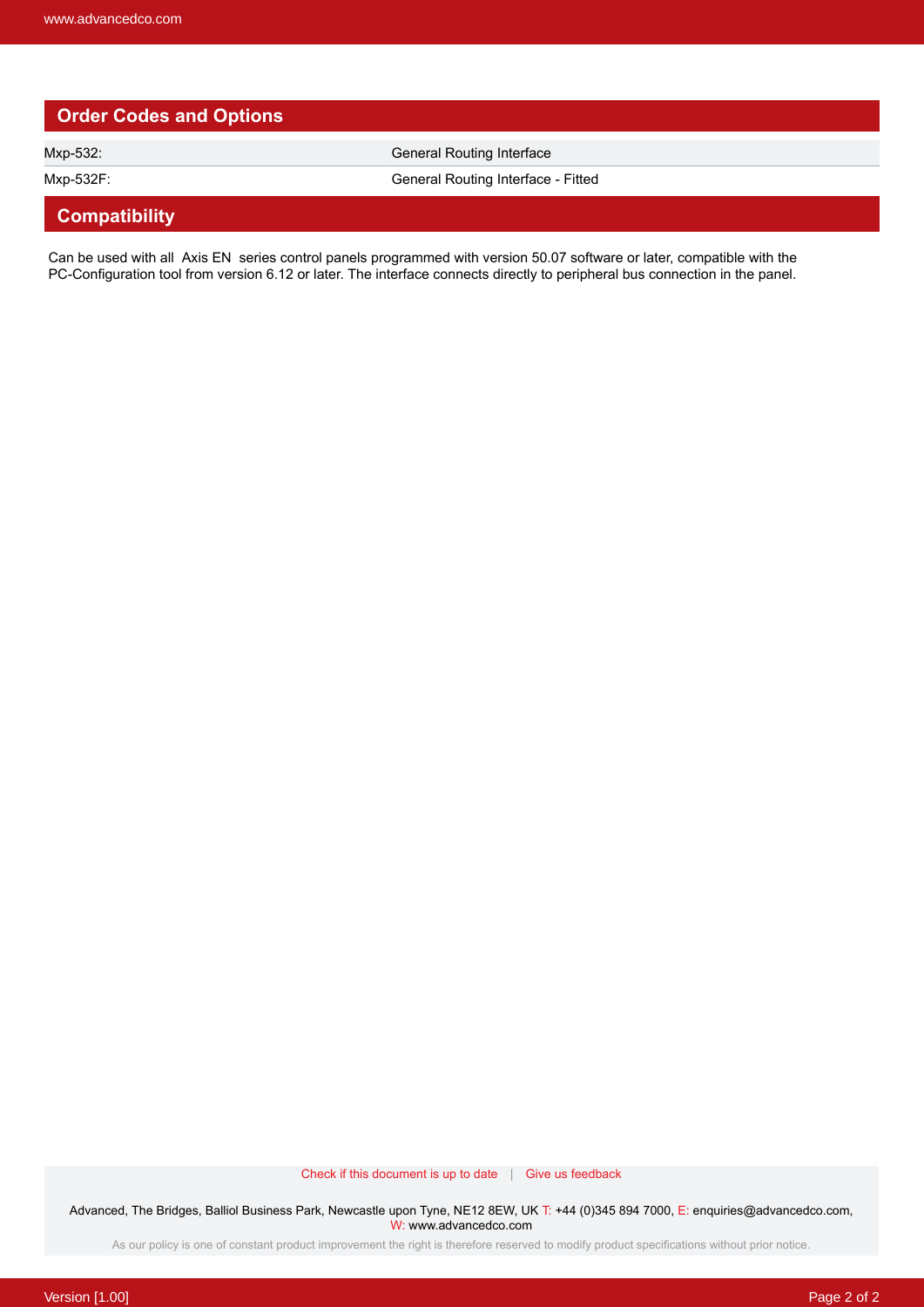## Order Codes and Options

| | |
|---|---|
| Mxp-532: | General Routing Interface |
| Mxp-532F: | General Routing Interface - Fitted |

## Compatibility

Can be used with all Axis EN series control panels programmed with version 50.07 software or later, compatible with the PC-Configuration tool from version 6.12 or later. The interface connects directly to peripheral bus connection in the panel.

Check if this document is up to date | Give us feedback

Advanced, The Bridges, Balliol Business Park, Newcastle upon Tyne, NE12 8EW, UK T: +44 (0)345 894 7000, E: enquiries@advancedco.com, W: www.advancedco.com

As our policy is one of constant product improvement the right is therefore reserved to modify product specifications without prior notice.

Version [1.00]